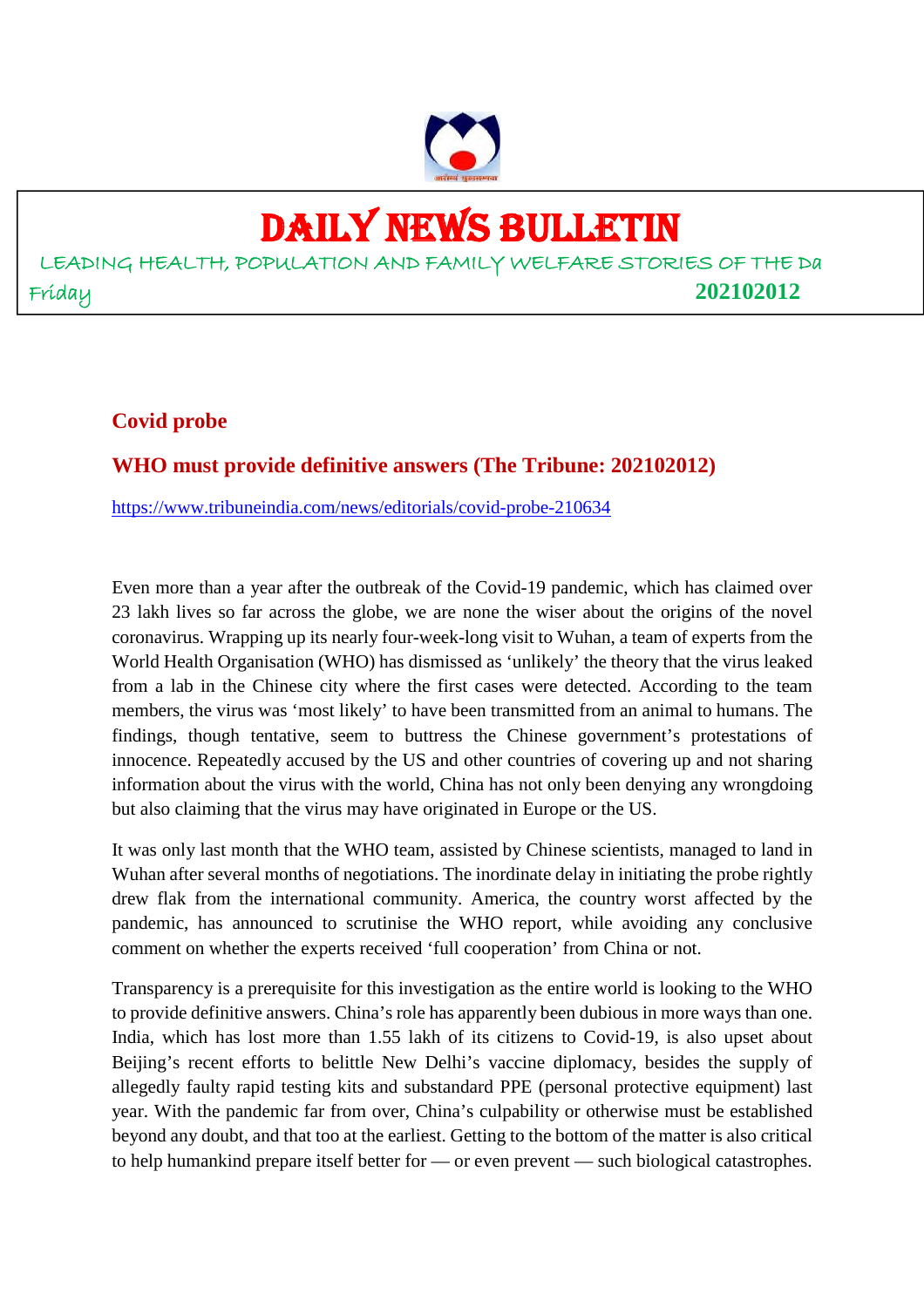# DAILY NEWS BULLETIN

LEADING HEALTH, POPULATION AND FAMILY WELFARE STORIES OF THE Da

Friday 202102012

## Covid probe

### WHO must provide definitive answers (The Tribune: 202102012)

https://www.tribuneindia.com/news/editorials/covid-probe-210634

Even more than a year after the outbreak of the Covid-19 pandemic, which has claimed over 23 lakh lives so far across the globe, we are none the wiser about the origins of the novel coronavirus. Wrapping up its nearly four-week-long visit to Wuhan, a team of experts from the World Health Organisation (WHO) has dismissed as 'unlikely' the theory that the virus leaked from a lab in the Chinese city where the first cases were detected. According to the team members, the virus was 'most likely' to have been transmitted from an animal to humans. The findings, though tentative, seem to buttress the Chinese government's protestations of innocence. Repeatedly accused by the US and other countries of covering up and not sharing information about the virus with the world, China has not only been denying any wrongdoing but also claiming that the virus may have originated in Europe or the US.

It was only last month that the WHO team, assisted by Chinese scientists, managed to land in Wuhan after several months of negotiations. The inordinate delay in initiating the probe rightly drew flak from the international community. America, the country worst affected by the pandemic, has announced to scrutinise the WHO report, while avoiding any conclusive comment on whether the experts received 'full cooperation' from China or not.

Transparency is a prerequisite for this investigation as the entire world is looking to the WHO to provide definitive answers. China's role has apparently been dubious in more ways than one. India, which has lost more than 1.55 lakh of its citizens to Covid-19, is also upset about Beijing's recent efforts to belittle New Delhi's vaccine diplomacy, besides the supply of allegedly faulty rapid testing kits and substandard PPE (personal protective equipment) last year. With the pandemic far from over, China's culpability or otherwise must be established beyond any doubt, and that too at the earliest. Getting to the bottom of the matter is also critical to help humankind prepare itself better for — or even prevent — such biological catastrophes.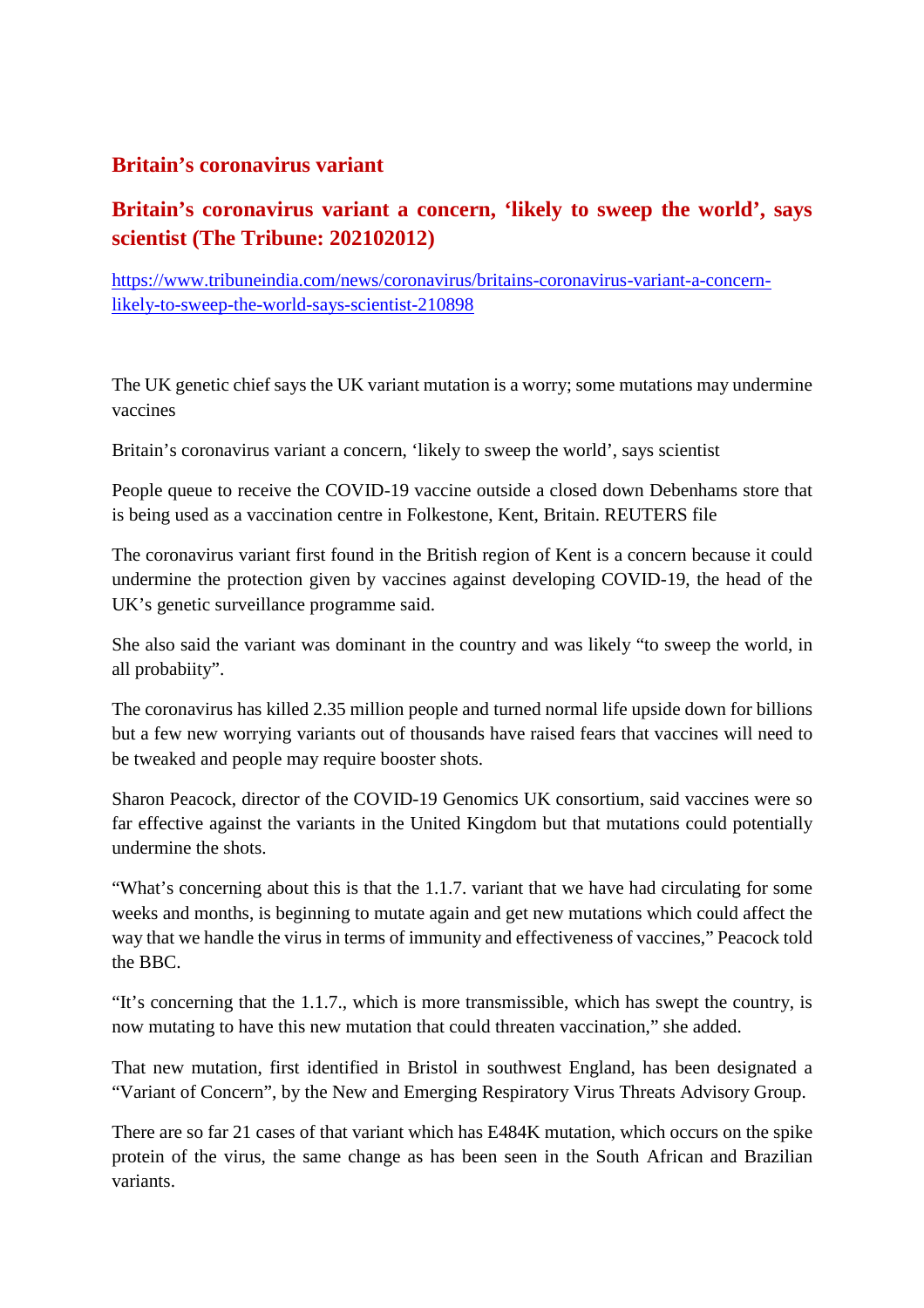## Britain's coronavirus variant

### Britain's coronavirus variant a concern, 'likely to sweep the world', says scientist (The Tribune: 202102012)

https://www.tribuneindia.com/news/coronavirus/britains-coronavirus-variant-a-concern-likely-to-sweep-the-world-says-scientist-210898

The UK genetic chief says the UK variant mutation is a worry; some mutations may undermine vaccines

Britain's coronavirus variant a concern, 'likely to sweep the world', says scientist

People queue to receive the COVID-19 vaccine outside a closed down Debenhams store that is being used as a vaccination centre in Folkestone, Kent, Britain. REUTERS file

The coronavirus variant first found in the British region of Kent is a concern because it could undermine the protection given by vaccines against developing COVID-19, the head of the UK's genetic surveillance programme said.

She also said the variant was dominant in the country and was likely "to sweep the world, in all probabiity".

The coronavirus has killed 2.35 million people and turned normal life upside down for billions but a few new worrying variants out of thousands have raised fears that vaccines will need to be tweaked and people may require booster shots.

Sharon Peacock, director of the COVID-19 Genomics UK consortium, said vaccines were so far effective against the variants in the United Kingdom but that mutations could potentially undermine the shots.

"What's concerning about this is that the 1.1.7. variant that we have had circulating for some weeks and months, is beginning to mutate again and get new mutations which could affect the way that we handle the virus in terms of immunity and effectiveness of vaccines," Peacock told the BBC.

"It's concerning that the 1.1.7., which is more transmissible, which has swept the country, is now mutating to have this new mutation that could threaten vaccination," she added.

That new mutation, first identified in Bristol in southwest England, has been designated a "Variant of Concern", by the New and Emerging Respiratory Virus Threats Advisory Group.

There are so far 21 cases of that variant which has E484K mutation, which occurs on the spike protein of the virus, the same change as has been seen in the South African and Brazilian variants.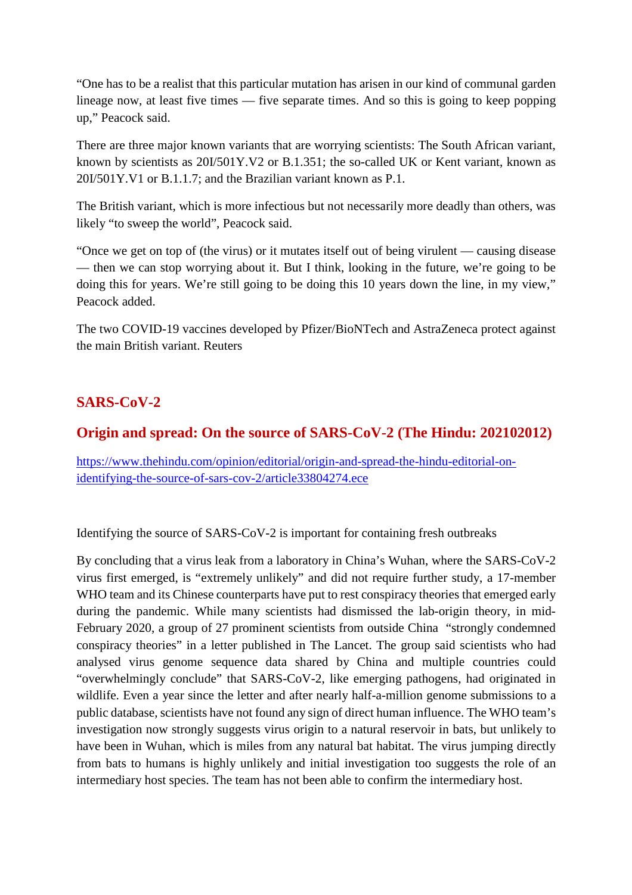"One has to be a realist that this particular mutation has arisen in our kind of communal garden lineage now, at least five times — five separate times. And so this is going to keep popping up," Peacock said.

There are three major known variants that are worrying scientists: The South African variant, known by scientists as 20I/501Y.V2 or B.1.351; the so-called UK or Kent variant, known as 20I/501Y.V1 or B.1.1.7; and the Brazilian variant known as P.1.

The British variant, which is more infectious but not necessarily more deadly than others, was likely "to sweep the world", Peacock said.

"Once we get on top of (the virus) or it mutates itself out of being virulent — causing disease — then we can stop worrying about it. But I think, looking in the future, we're going to be doing this for years. We're still going to be doing this 10 years down the line, in my view," Peacock added.

The two COVID-19 vaccines developed by Pfizer/BioNTech and AstraZeneca protect against the main British variant. Reuters

## SARS-CoV-2

## Origin and spread: On the source of SARS-CoV-2 (The Hindu: 202102012)

[https://www.thehindu.com/opinion/editorial/origin-and-spread-the-hindu-editorial-on-identifying-the-source-of-sars-cov-2/article33804274.ece](https://www.thehindu.com/opinion/editorial/origin-and-spread-the-hindu-editorial-on-identifying-the-source-of-sars-cov-2/article33804274.ece)

Identifying the source of SARS-CoV-2 is important for containing fresh outbreaks

By concluding that a virus leak from a laboratory in China's Wuhan, where the SARS-CoV-2 virus first emerged, is "extremely unlikely" and did not require further study, a 17-member WHO team and its Chinese counterparts have put to rest conspiracy theories that emerged early during the pandemic. While many scientists had dismissed the lab-origin theory, in mid-February 2020, a group of 27 prominent scientists from outside China "strongly condemned conspiracy theories" in a letter published in The Lancet. The group said scientists who had analysed virus genome sequence data shared by China and multiple countries could "overwhelmingly conclude" that SARS-CoV-2, like emerging pathogens, had originated in wildlife. Even a year since the letter and after nearly half-a-million genome submissions to a public database, scientists have not found any sign of direct human influence. The WHO team's investigation now strongly suggests virus origin to a natural reservoir in bats, but unlikely to have been in Wuhan, which is miles from any natural bat habitat. The virus jumping directly from bats to humans is highly unlikely and initial investigation too suggests the role of an intermediary host species. The team has not been able to confirm the intermediary host.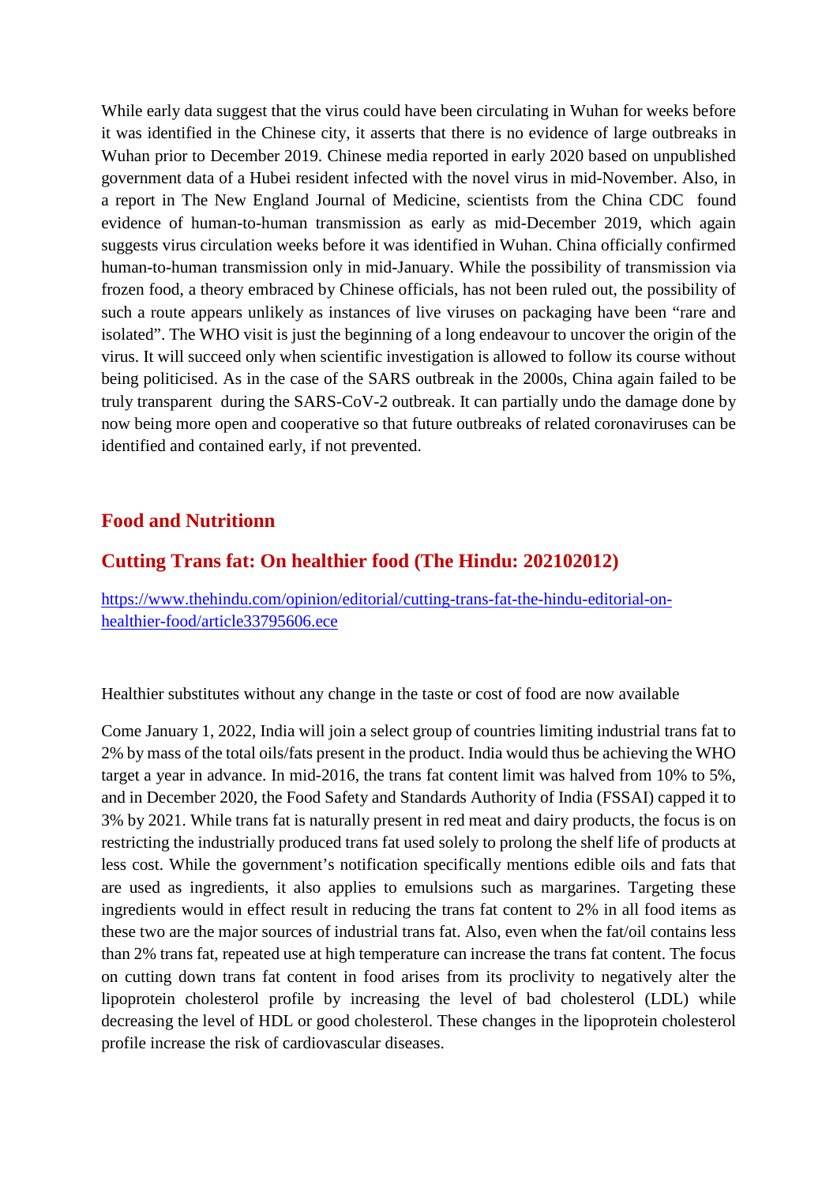While early data suggest that the virus could have been circulating in Wuhan for weeks before it was identified in the Chinese city, it asserts that there is no evidence of large outbreaks in Wuhan prior to December 2019. Chinese media reported in early 2020 based on unpublished government data of a Hubei resident infected with the novel virus in mid-November. Also, in a report in The New England Journal of Medicine, scientists from the China CDC found evidence of human-to-human transmission as early as mid-December 2019, which again suggests virus circulation weeks before it was identified in Wuhan. China officially confirmed human-to-human transmission only in mid-January. While the possibility of transmission via frozen food, a theory embraced by Chinese officials, has not been ruled out, the possibility of such a route appears unlikely as instances of live viruses on packaging have been "rare and isolated". The WHO visit is just the beginning of a long endeavour to uncover the origin of the virus. It will succeed only when scientific investigation is allowed to follow its course without being politicised. As in the case of the SARS outbreak in the 2000s, China again failed to be truly transparent during the SARS-CoV-2 outbreak. It can partially undo the damage done by now being more open and cooperative so that future outbreaks of related coronaviruses can be identified and contained early, if not prevented.

## Food and Nutritionn

## Cutting Trans fat: On healthier food (The Hindu: 202102012)

https://www.thehindu.com/opinion/editorial/cutting-trans-fat-the-hindu-editorial-on-healthier-food/article33795606.ece

Healthier substitutes without any change in the taste or cost of food are now available

Come January 1, 2022, India will join a select group of countries limiting industrial trans fat to 2% by mass of the total oils/fats present in the product. India would thus be achieving the WHO target a year in advance. In mid-2016, the trans fat content limit was halved from 10% to 5%, and in December 2020, the Food Safety and Standards Authority of India (FSSAI) capped it to 3% by 2021. While trans fat is naturally present in red meat and dairy products, the focus is on restricting the industrially produced trans fat used solely to prolong the shelf life of products at less cost. While the government's notification specifically mentions edible oils and fats that are used as ingredients, it also applies to emulsions such as margarines. Targeting these ingredients would in effect result in reducing the trans fat content to 2% in all food items as these two are the major sources of industrial trans fat. Also, even when the fat/oil contains less than 2% trans fat, repeated use at high temperature can increase the trans fat content. The focus on cutting down trans fat content in food arises from its proclivity to negatively alter the lipoprotein cholesterol profile by increasing the level of bad cholesterol (LDL) while decreasing the level of HDL or good cholesterol. These changes in the lipoprotein cholesterol profile increase the risk of cardiovascular diseases.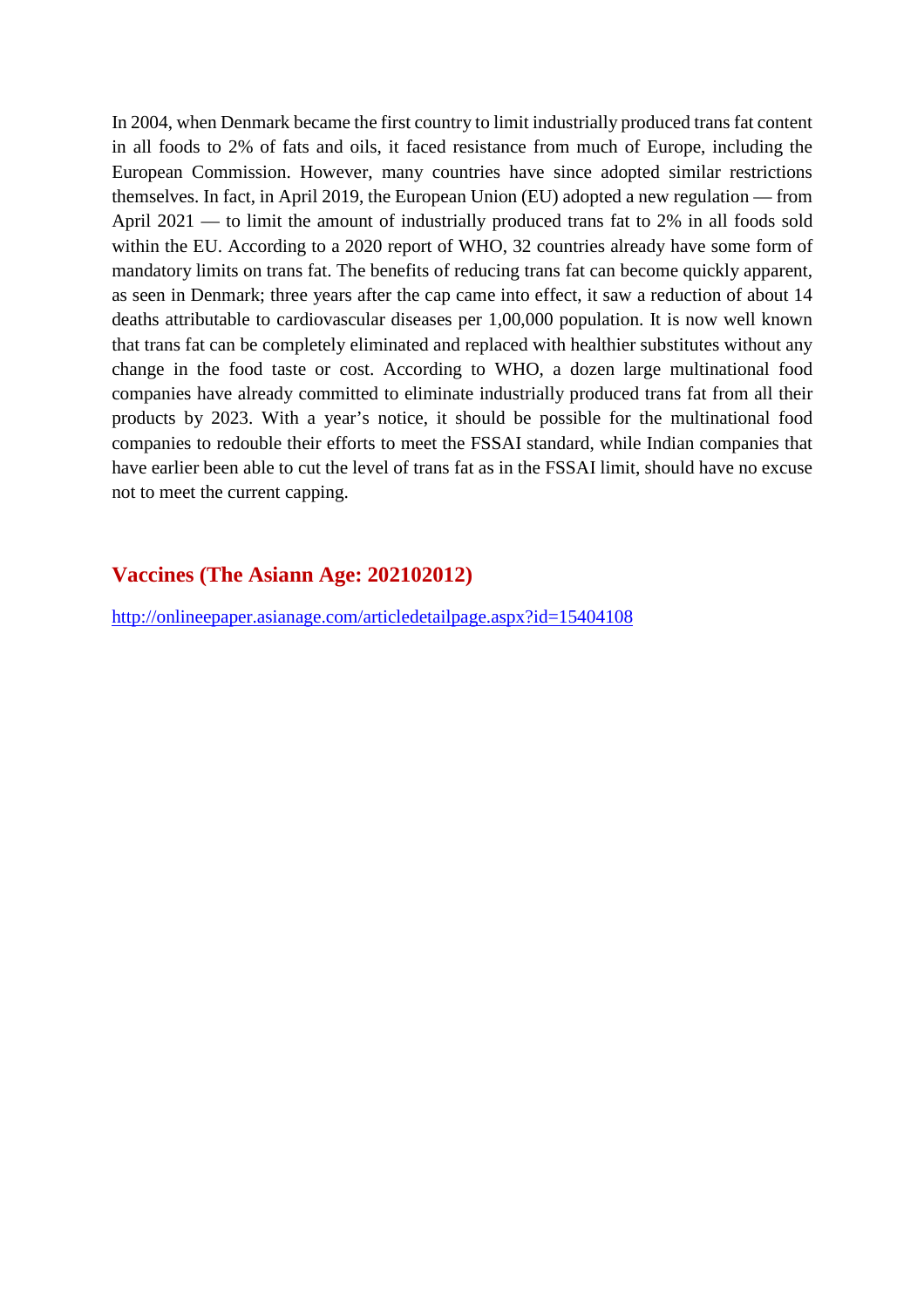In 2004, when Denmark became the first country to limit industrially produced trans fat content in all foods to 2% of fats and oils, it faced resistance from much of Europe, including the European Commission. However, many countries have since adopted similar restrictions themselves. In fact, in April 2019, the European Union (EU) adopted a new regulation — from April 2021 — to limit the amount of industrially produced trans fat to 2% in all foods sold within the EU. According to a 2020 report of WHO, 32 countries already have some form of mandatory limits on trans fat. The benefits of reducing trans fat can become quickly apparent, as seen in Denmark; three years after the cap came into effect, it saw a reduction of about 14 deaths attributable to cardiovascular diseases per 1,00,000 population. It is now well known that trans fat can be completely eliminated and replaced with healthier substitutes without any change in the food taste or cost. According to WHO, a dozen large multinational food companies have already committed to eliminate industrially produced trans fat from all their products by 2023. With a year's notice, it should be possible for the multinational food companies to redouble their efforts to meet the FSSAI standard, while Indian companies that have earlier been able to cut the level of trans fat as in the FSSAI limit, should have no excuse not to meet the current capping.

## Vaccines (The Asiann Age: 202102012)

http://onlineepaper.asianage.com/articledetailpage.aspx?id=15404108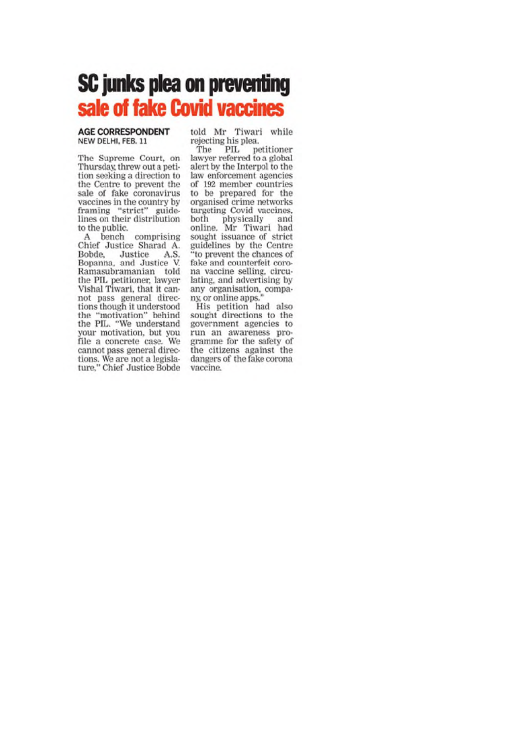# SC junks plea on preventing sale of fake Covid vaccines

**AGE CORRESPONDENT**
NEW DELHI, FEB. 11

The Supreme Court, on Thursday, threw out a petition seeking a direction to the Centre to prevent the sale of fake coronavirus vaccines in the country by framing "strict" guidelines on their distribution to the public.

A bench comprising Chief Justice Sharad A. Bobde, Justice A.S. Bopanna, and Justice V. Ramasubramanian told the PIL petitioner, lawyer Vishal Tiwari, that it cannot pass general directions though it understood the "motivation" behind the PIL. "We understand your motivation, but you file a concrete case. We cannot pass general directions. We are not a legislature," Chief Justice Bobde told Mr Tiwari while rejecting his plea.

The PIL petitioner lawyer referred to a global alert by the Interpol to the law enforcement agencies of 192 member countries to be prepared for the organised crime networks targeting Covid vaccines, both physically and online. Mr Tiwari had sought issuance of strict guidelines by the Centre "to prevent the chances of fake and counterfeit corona vaccine selling, circulating, and advertising by any organisation, company, or online apps."

His petition had also sought directions to the government agencies to run an awareness programme for the safety of the citizens against the dangers of the fake corona vaccine.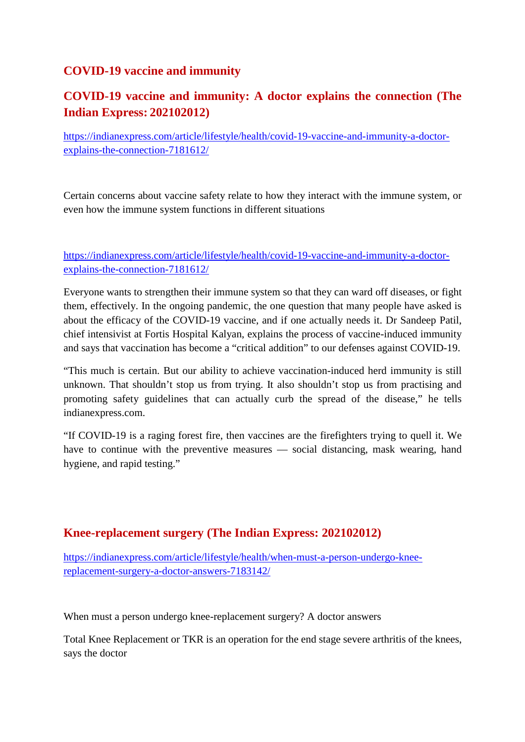## COVID-19 vaccine and immunity

## COVID-19 vaccine and immunity: A doctor explains the connection (The Indian Express: 202102012)

https://indianexpress.com/article/lifestyle/health/covid-19-vaccine-and-immunity-a-doctor-explains-the-connection-7181612/

Certain concerns about vaccine safety relate to how they interact with the immune system, or even how the immune system functions in different situations

https://indianexpress.com/article/lifestyle/health/covid-19-vaccine-and-immunity-a-doctor-explains-the-connection-7181612/

Everyone wants to strengthen their immune system so that they can ward off diseases, or fight them, effectively. In the ongoing pandemic, the one question that many people have asked is about the efficacy of the COVID-19 vaccine, and if one actually needs it. Dr Sandeep Patil, chief intensivist at Fortis Hospital Kalyan, explains the process of vaccine-induced immunity and says that vaccination has become a "critical addition" to our defenses against COVID-19.

"This much is certain. But our ability to achieve vaccination-induced herd immunity is still unknown. That shouldn't stop us from trying. It also shouldn't stop us from practising and promoting safety guidelines that can actually curb the spread of the disease," he tells indianexpress.com.

"If COVID-19 is a raging forest fire, then vaccines are the firefighters trying to quell it. We have to continue with the preventive measures — social distancing, mask wearing, hand hygiene, and rapid testing."

## Knee-replacement surgery (The Indian Express: 202102012)

https://indianexpress.com/article/lifestyle/health/when-must-a-person-undergo-knee-replacement-surgery-a-doctor-answers-7183142/

When must a person undergo knee-replacement surgery? A doctor answers

Total Knee Replacement or TKR is an operation for the end stage severe arthritis of the knees, says the doctor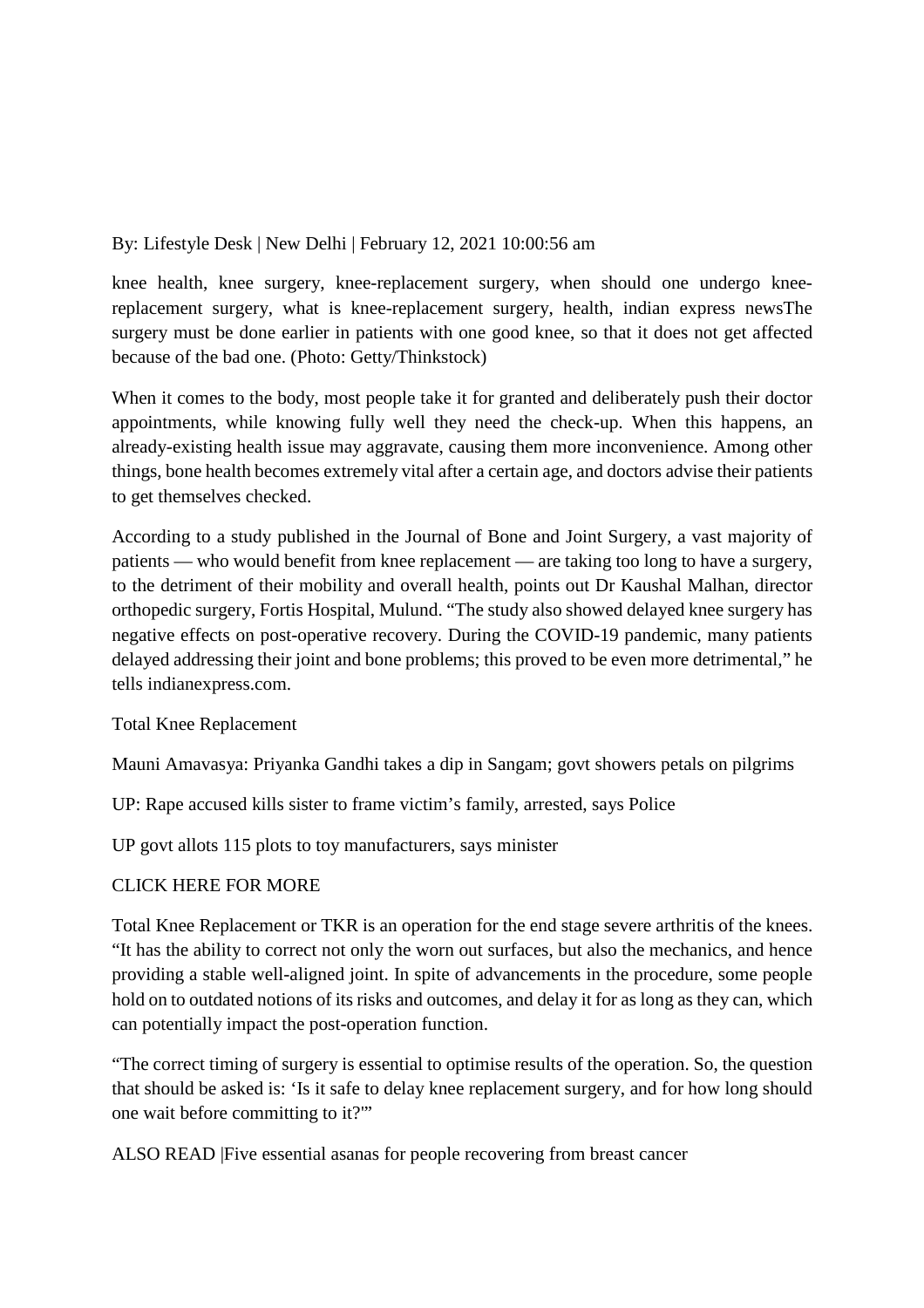By: Lifestyle Desk | New Delhi | February 12, 2021 10:00:56 am

knee health, knee surgery, knee-replacement surgery, when should one undergo knee-replacement surgery, what is knee-replacement surgery, health, indian express newsThe surgery must be done earlier in patients with one good knee, so that it does not get affected because of the bad one. (Photo: Getty/Thinkstock)

When it comes to the body, most people take it for granted and deliberately push their doctor appointments, while knowing fully well they need the check-up. When this happens, an already-existing health issue may aggravate, causing them more inconvenience. Among other things, bone health becomes extremely vital after a certain age, and doctors advise their patients to get themselves checked.

According to a study published in the Journal of Bone and Joint Surgery, a vast majority of patients — who would benefit from knee replacement — are taking too long to have a surgery, to the detriment of their mobility and overall health, points out Dr Kaushal Malhan, director orthopedic surgery, Fortis Hospital, Mulund. "The study also showed delayed knee surgery has negative effects on post-operative recovery. During the COVID-19 pandemic, many patients delayed addressing their joint and bone problems; this proved to be even more detrimental," he tells indianexpress.com.

Total Knee Replacement

Mauni Amavasya: Priyanka Gandhi takes a dip in Sangam; govt showers petals on pilgrims

UP: Rape accused kills sister to frame victim's family, arrested, says Police

UP govt allots 115 plots to toy manufacturers, says minister

CLICK HERE FOR MORE

Total Knee Replacement or TKR is an operation for the end stage severe arthritis of the knees. "It has the ability to correct not only the worn out surfaces, but also the mechanics, and hence providing a stable well-aligned joint. In spite of advancements in the procedure, some people hold on to outdated notions of its risks and outcomes, and delay it for as long as they can, which can potentially impact the post-operation function.

"The correct timing of surgery is essential to optimise results of the operation. So, the question that should be asked is: 'Is it safe to delay knee replacement surgery, and for how long should one wait before committing to it?'"

ALSO READ |Five essential asanas for people recovering from breast cancer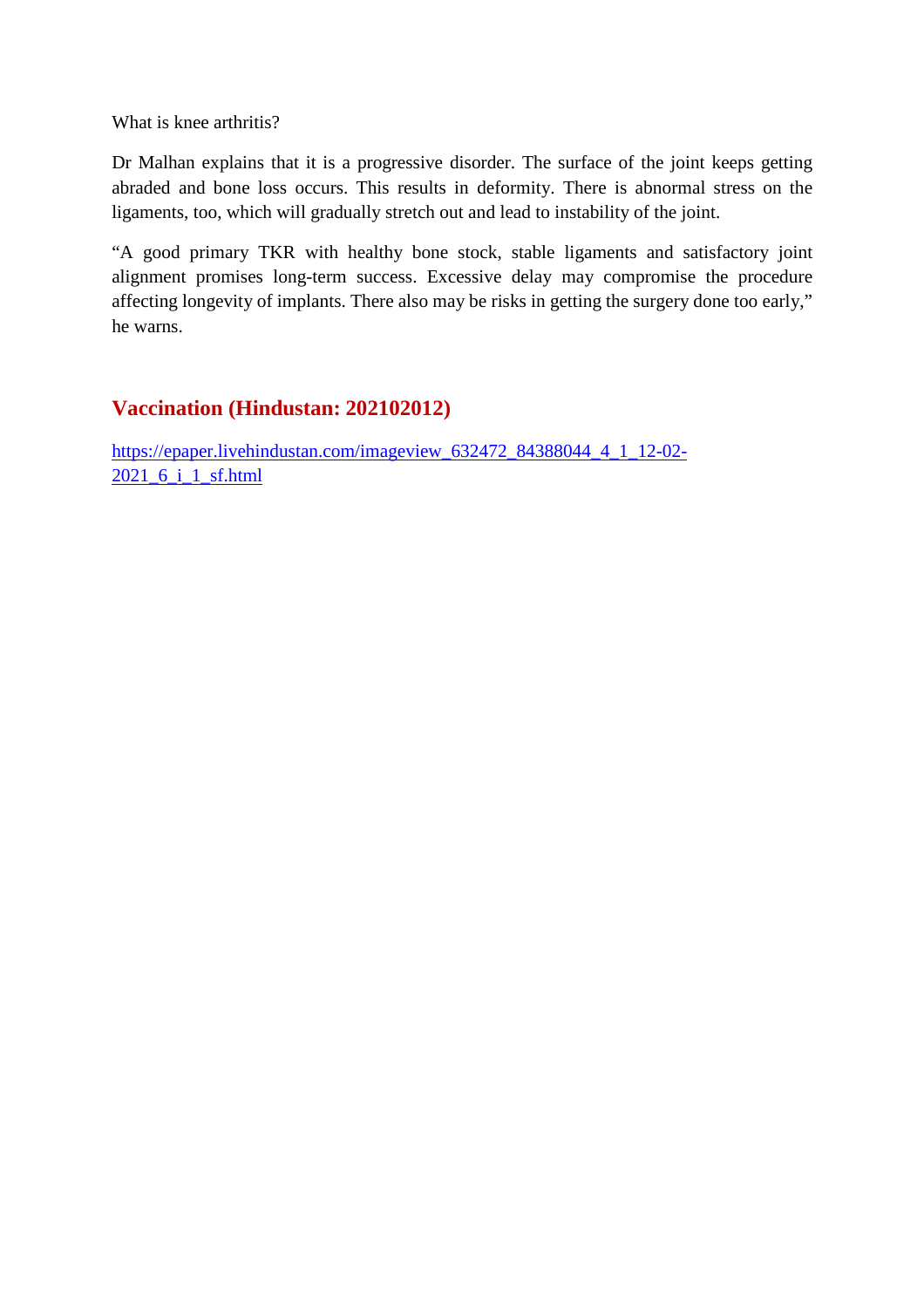What is knee arthritis?

Dr Malhan explains that it is a progressive disorder. The surface of the joint keeps getting abraded and bone loss occurs. This results in deformity. There is abnormal stress on the ligaments, too, which will gradually stretch out and lead to instability of the joint.

“A good primary TKR with healthy bone stock, stable ligaments and satisfactory joint alignment promises long-term success. Excessive delay may compromise the procedure affecting longevity of implants. There also may be risks in getting the surgery done too early,” he warns.

## Vaccination (Hindustan: 202102012)

[https://epaper.livehindustan.com/imageview_632472_84388044_4_1_12-02-2021_6_i_1_sf.html](https://epaper.livehindustan.com/imageview_632472_84388044_4_1_12-02-2021_6_i_1_sf.html)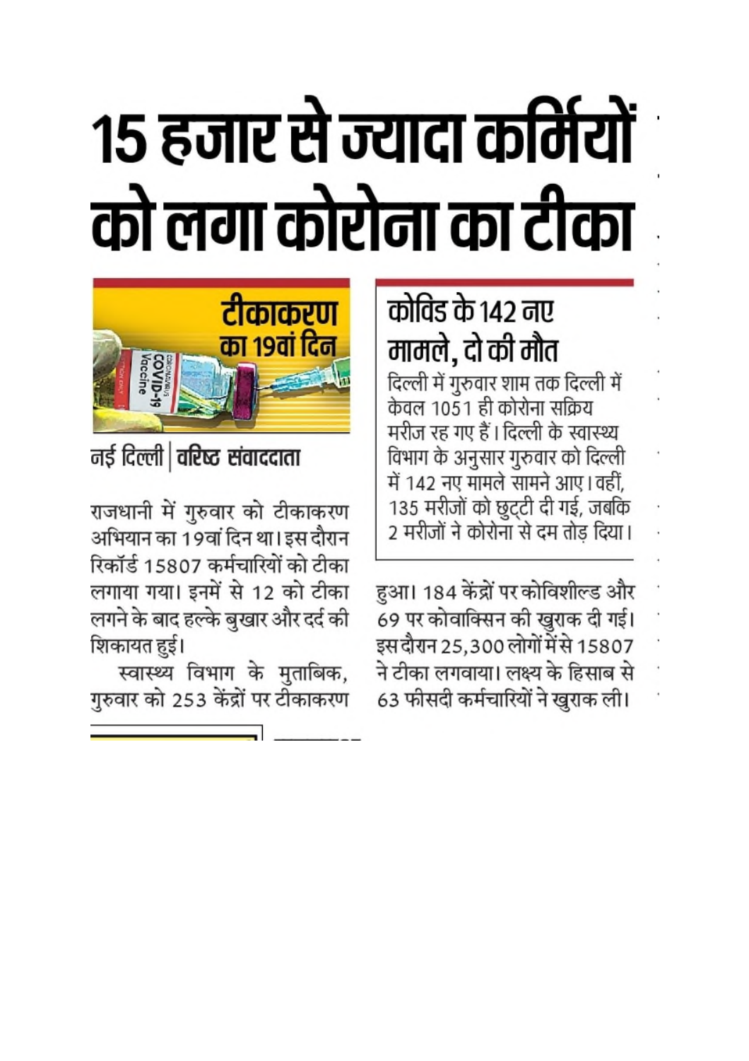# 15 हजार से ज्यादा कर्मियों को लगा कोरोना का टीका

टीकाकरण का 19वां दिन

नई दिल्ली | वरिष्ठ संवाददाता

राजधानी में गुरुवार को टीकाकरण अभियान का 19वां दिन था। इस दौरान रिकॉर्ड 15807 कर्मचारियों को टीका लगाया गया। इनमें से 12 को टीका लगने के बाद हल्के बुखार और दर्द की शिकायत हुई।

स्वास्थ्य विभाग के मुताबिक, गुरुवार को 253 केंद्रों पर टीकाकरण हुआ। 184 केंद्रों पर कोविशील्ड और 69 पर कोवाक्सिन की खुराक दी गई। इस दौरान 25,300 लोगों में से 15807 ने टीका लगवाया। लक्ष्य के हिसाब से 63 फीसदी कर्मचारियों ने खुराक ली।

## कोविड के 142 नए मामले, दो की मौत

दिल्ली में गुरुवार शाम तक दिल्ली में केवल 1051 ही कोरोना सक्रिय मरीज रह गए हैं। दिल्ली के स्वास्थ्य विभाग के अनुसार गुरुवार को दिल्ली में 142 नए मामले सामने आए। वहीं, 135 मरीजों को छुट्टी दी गई, जबकि 2 मरीजों ने कोरोना से दम तोड़ दिया।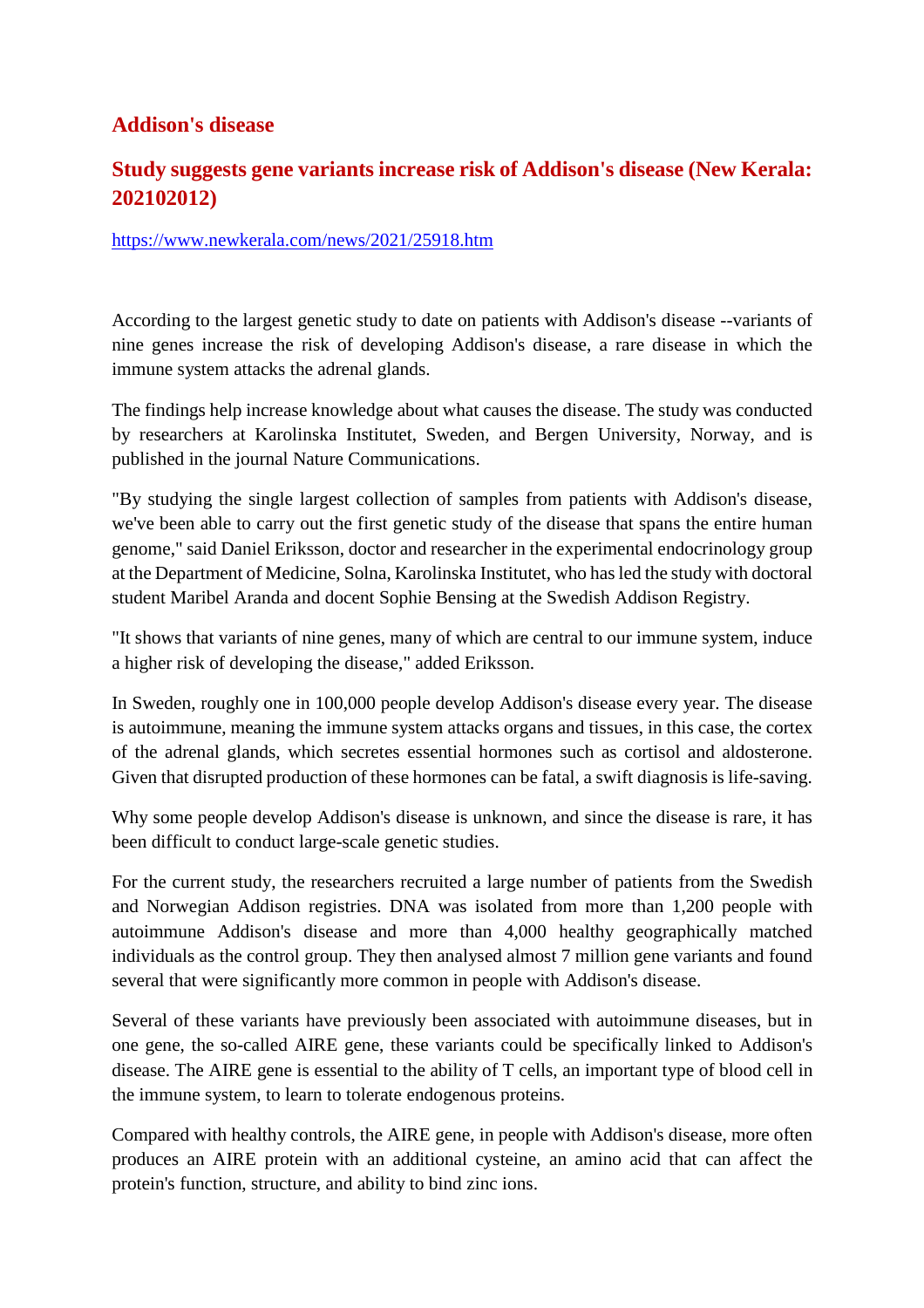## Addison's disease

## Study suggests gene variants increase risk of Addison's disease (New Kerala: 202102012)

https://www.newkerala.com/news/2021/25918.htm

According to the largest genetic study to date on patients with Addison's disease --variants of nine genes increase the risk of developing Addison's disease, a rare disease in which the immune system attacks the adrenal glands.

The findings help increase knowledge about what causes the disease. The study was conducted by researchers at Karolinska Institutet, Sweden, and Bergen University, Norway, and is published in the journal Nature Communications.

"By studying the single largest collection of samples from patients with Addison's disease, we've been able to carry out the first genetic study of the disease that spans the entire human genome," said Daniel Eriksson, doctor and researcher in the experimental endocrinology group at the Department of Medicine, Solna, Karolinska Institutet, who has led the study with doctoral student Maribel Aranda and docent Sophie Bensing at the Swedish Addison Registry.

"It shows that variants of nine genes, many of which are central to our immune system, induce a higher risk of developing the disease," added Eriksson.

In Sweden, roughly one in 100,000 people develop Addison's disease every year. The disease is autoimmune, meaning the immune system attacks organs and tissues, in this case, the cortex of the adrenal glands, which secretes essential hormones such as cortisol and aldosterone. Given that disrupted production of these hormones can be fatal, a swift diagnosis is life-saving.

Why some people develop Addison's disease is unknown, and since the disease is rare, it has been difficult to conduct large-scale genetic studies.

For the current study, the researchers recruited a large number of patients from the Swedish and Norwegian Addison registries. DNA was isolated from more than 1,200 people with autoimmune Addison's disease and more than 4,000 healthy geographically matched individuals as the control group. They then analysed almost 7 million gene variants and found several that were significantly more common in people with Addison's disease.

Several of these variants have previously been associated with autoimmune diseases, but in one gene, the so-called AIRE gene, these variants could be specifically linked to Addison's disease. The AIRE gene is essential to the ability of T cells, an important type of blood cell in the immune system, to learn to tolerate endogenous proteins.

Compared with healthy controls, the AIRE gene, in people with Addison's disease, more often produces an AIRE protein with an additional cysteine, an amino acid that can affect the protein's function, structure, and ability to bind zinc ions.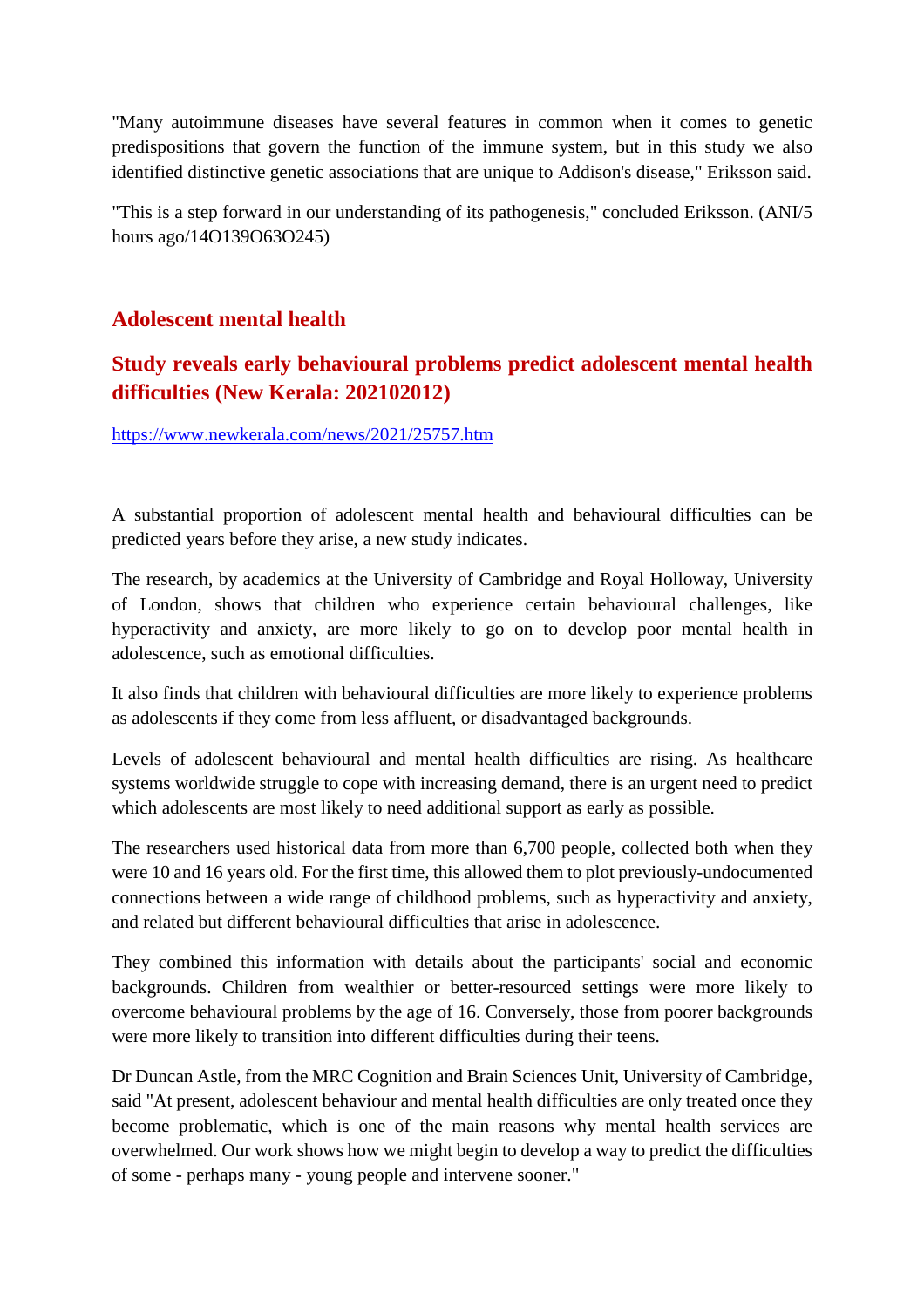"Many autoimmune diseases have several features in common when it comes to genetic predispositions that govern the function of the immune system, but in this study we also identified distinctive genetic associations that are unique to Addison's disease," Eriksson said.

"This is a step forward in our understanding of its pathogenesis," concluded Eriksson. (ANI/5 hours ago/14O139O63O245)

## Adolescent mental health

## Study reveals early behavioural problems predict adolescent mental health difficulties (New Kerala: 202102012)

https://www.newkerala.com/news/2021/25757.htm

A substantial proportion of adolescent mental health and behavioural difficulties can be predicted years before they arise, a new study indicates.

The research, by academics at the University of Cambridge and Royal Holloway, University of London, shows that children who experience certain behavioural challenges, like hyperactivity and anxiety, are more likely to go on to develop poor mental health in adolescence, such as emotional difficulties.

It also finds that children with behavioural difficulties are more likely to experience problems as adolescents if they come from less affluent, or disadvantaged backgrounds.

Levels of adolescent behavioural and mental health difficulties are rising. As healthcare systems worldwide struggle to cope with increasing demand, there is an urgent need to predict which adolescents are most likely to need additional support as early as possible.

The researchers used historical data from more than 6,700 people, collected both when they were 10 and 16 years old. For the first time, this allowed them to plot previously-undocumented connections between a wide range of childhood problems, such as hyperactivity and anxiety, and related but different behavioural difficulties that arise in adolescence.

They combined this information with details about the participants' social and economic backgrounds. Children from wealthier or better-resourced settings were more likely to overcome behavioural problems by the age of 16. Conversely, those from poorer backgrounds were more likely to transition into different difficulties during their teens.

Dr Duncan Astle, from the MRC Cognition and Brain Sciences Unit, University of Cambridge, said "At present, adolescent behaviour and mental health difficulties are only treated once they become problematic, which is one of the main reasons why mental health services are overwhelmed. Our work shows how we might begin to develop a way to predict the difficulties of some - perhaps many - young people and intervene sooner."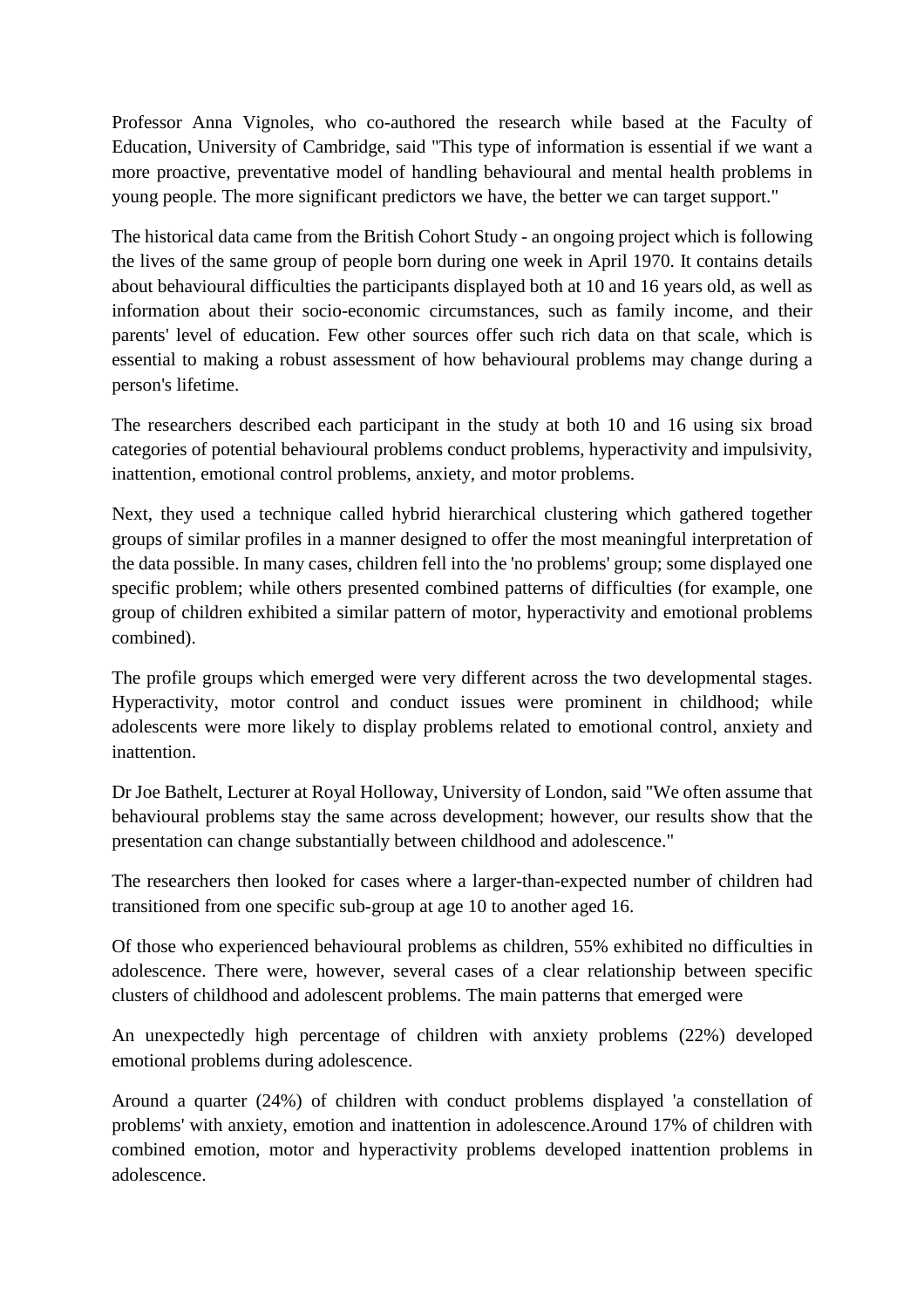Professor Anna Vignoles, who co-authored the research while based at the Faculty of Education, University of Cambridge, said "This type of information is essential if we want a more proactive, preventative model of handling behavioural and mental health problems in young people. The more significant predictors we have, the better we can target support."

The historical data came from the British Cohort Study - an ongoing project which is following the lives of the same group of people born during one week in April 1970. It contains details about behavioural difficulties the participants displayed both at 10 and 16 years old, as well as information about their socio-economic circumstances, such as family income, and their parents' level of education. Few other sources offer such rich data on that scale, which is essential to making a robust assessment of how behavioural problems may change during a person's lifetime.

The researchers described each participant in the study at both 10 and 16 using six broad categories of potential behavioural problems conduct problems, hyperactivity and impulsivity, inattention, emotional control problems, anxiety, and motor problems.

Next, they used a technique called hybrid hierarchical clustering which gathered together groups of similar profiles in a manner designed to offer the most meaningful interpretation of the data possible. In many cases, children fell into the 'no problems' group; some displayed one specific problem; while others presented combined patterns of difficulties (for example, one group of children exhibited a similar pattern of motor, hyperactivity and emotional problems combined).

The profile groups which emerged were very different across the two developmental stages. Hyperactivity, motor control and conduct issues were prominent in childhood; while adolescents were more likely to display problems related to emotional control, anxiety and inattention.

Dr Joe Bathelt, Lecturer at Royal Holloway, University of London, said "We often assume that behavioural problems stay the same across development; however, our results show that the presentation can change substantially between childhood and adolescence."

The researchers then looked for cases where a larger-than-expected number of children had transitioned from one specific sub-group at age 10 to another aged 16.

Of those who experienced behavioural problems as children, 55% exhibited no difficulties in adolescence. There were, however, several cases of a clear relationship between specific clusters of childhood and adolescent problems. The main patterns that emerged were

An unexpectedly high percentage of children with anxiety problems (22%) developed emotional problems during adolescence.

Around a quarter (24%) of children with conduct problems displayed 'a constellation of problems' with anxiety, emotion and inattention in adolescence.Around 17% of children with combined emotion, motor and hyperactivity problems developed inattention problems in adolescence.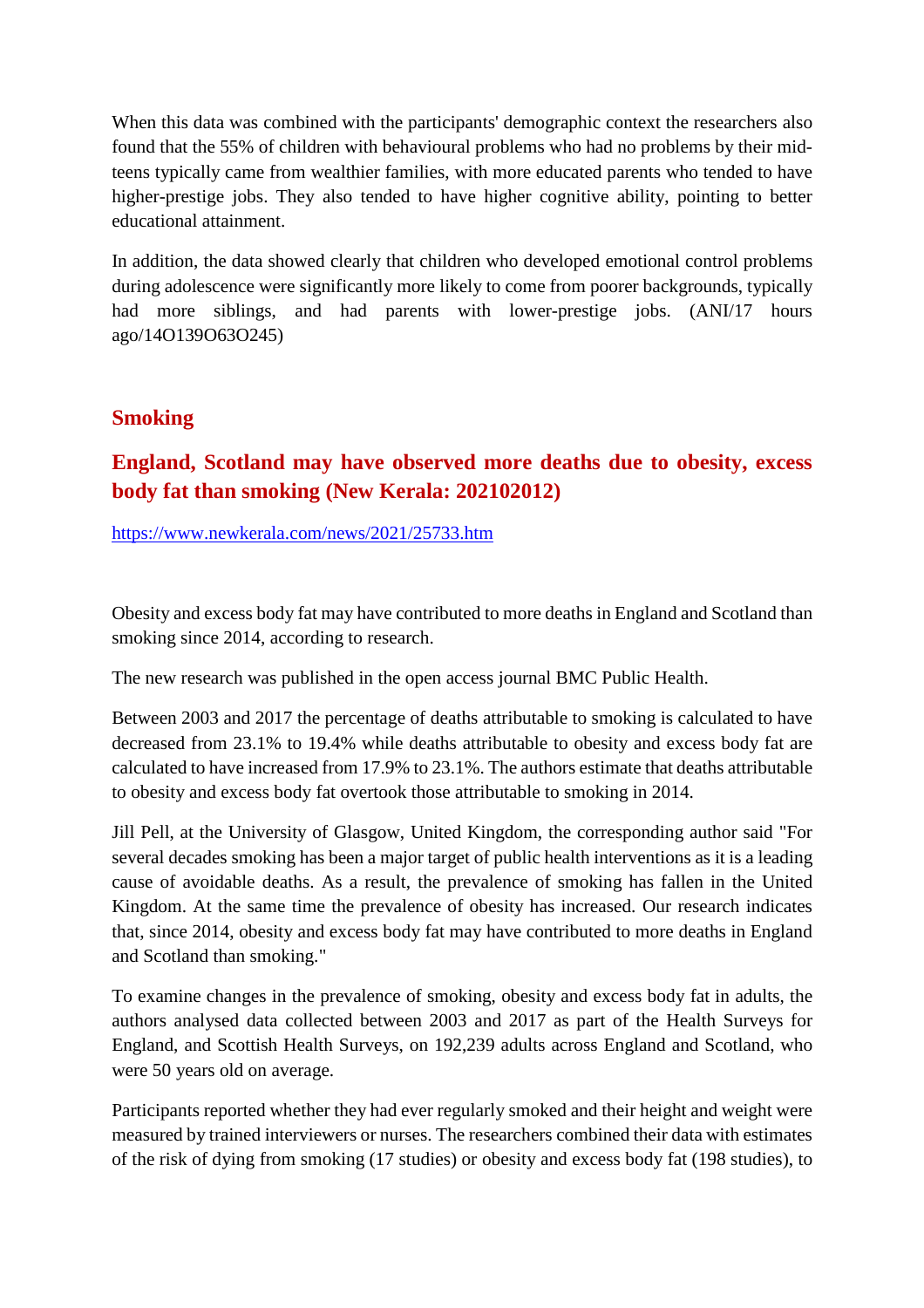When this data was combined with the participants' demographic context the researchers also found that the 55% of children with behavioural problems who had no problems by their mid-teens typically came from wealthier families, with more educated parents who tended to have higher-prestige jobs. They also tended to have higher cognitive ability, pointing to better educational attainment.

In addition, the data showed clearly that children who developed emotional control problems during adolescence were significantly more likely to come from poorer backgrounds, typically had more siblings, and had parents with lower-prestige jobs. (ANI/17 hours ago/14O139O63O245)

## Smoking

### England, Scotland may have observed more deaths due to obesity, excess body fat than smoking (New Kerala: 202102012)

https://www.newkerala.com/news/2021/25733.htm

Obesity and excess body fat may have contributed to more deaths in England and Scotland than smoking since 2014, according to research.

The new research was published in the open access journal BMC Public Health.

Between 2003 and 2017 the percentage of deaths attributable to smoking is calculated to have decreased from 23.1% to 19.4% while deaths attributable to obesity and excess body fat are calculated to have increased from 17.9% to 23.1%. The authors estimate that deaths attributable to obesity and excess body fat overtook those attributable to smoking in 2014.

Jill Pell, at the University of Glasgow, United Kingdom, the corresponding author said "For several decades smoking has been a major target of public health interventions as it is a leading cause of avoidable deaths. As a result, the prevalence of smoking has fallen in the United Kingdom. At the same time the prevalence of obesity has increased. Our research indicates that, since 2014, obesity and excess body fat may have contributed to more deaths in England and Scotland than smoking."

To examine changes in the prevalence of smoking, obesity and excess body fat in adults, the authors analysed data collected between 2003 and 2017 as part of the Health Surveys for England, and Scottish Health Surveys, on 192,239 adults across England and Scotland, who were 50 years old on average.

Participants reported whether they had ever regularly smoked and their height and weight were measured by trained interviewers or nurses. The researchers combined their data with estimates of the risk of dying from smoking (17 studies) or obesity and excess body fat (198 studies), to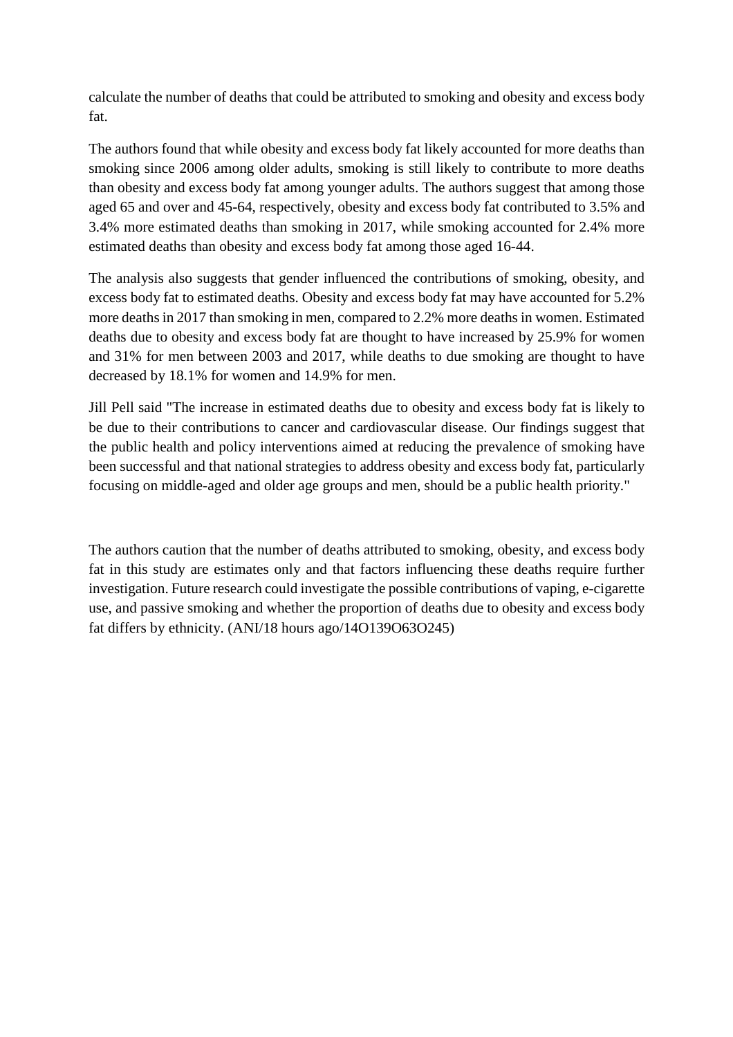calculate the number of deaths that could be attributed to smoking and obesity and excess body fat.

The authors found that while obesity and excess body fat likely accounted for more deaths than smoking since 2006 among older adults, smoking is still likely to contribute to more deaths than obesity and excess body fat among younger adults. The authors suggest that among those aged 65 and over and 45-64, respectively, obesity and excess body fat contributed to 3.5% and 3.4% more estimated deaths than smoking in 2017, while smoking accounted for 2.4% more estimated deaths than obesity and excess body fat among those aged 16-44.

The analysis also suggests that gender influenced the contributions of smoking, obesity, and excess body fat to estimated deaths. Obesity and excess body fat may have accounted for 5.2% more deaths in 2017 than smoking in men, compared to 2.2% more deaths in women. Estimated deaths due to obesity and excess body fat are thought to have increased by 25.9% for women and 31% for men between 2003 and 2017, while deaths to due smoking are thought to have decreased by 18.1% for women and 14.9% for men.

Jill Pell said "The increase in estimated deaths due to obesity and excess body fat is likely to be due to their contributions to cancer and cardiovascular disease. Our findings suggest that the public health and policy interventions aimed at reducing the prevalence of smoking have been successful and that national strategies to address obesity and excess body fat, particularly focusing on middle-aged and older age groups and men, should be a public health priority."

The authors caution that the number of deaths attributed to smoking, obesity, and excess body fat in this study are estimates only and that factors influencing these deaths require further investigation. Future research could investigate the possible contributions of vaping, e-cigarette use, and passive smoking and whether the proportion of deaths due to obesity and excess body fat differs by ethnicity. (ANI/18 hours ago/14O139O63O245)